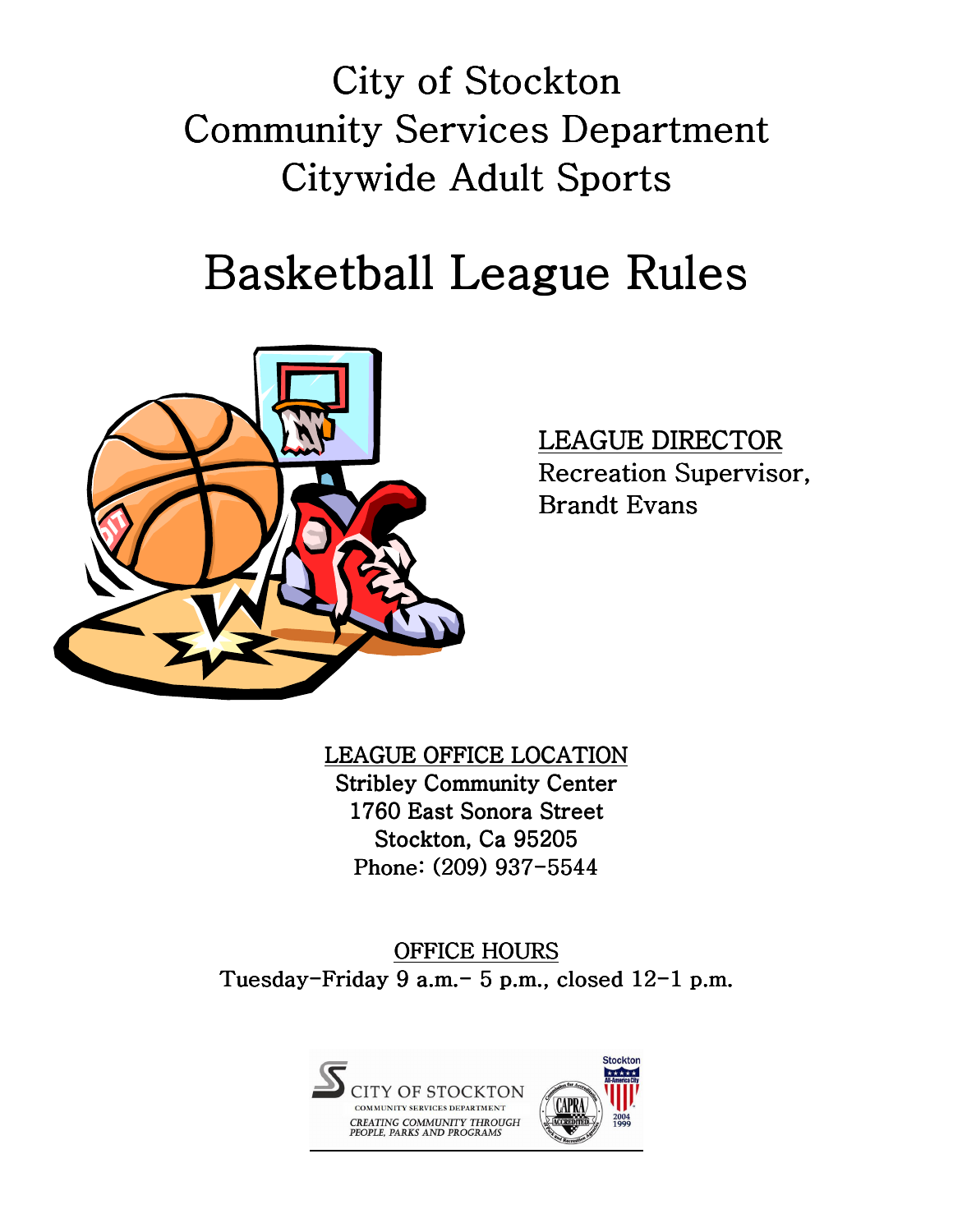# City of Stockton
# Community Services Department
# Citywide Adult Sports

# Basketball League Rules

**LEAGUE DIRECTOR**
Recreation Supervisor,
Brandt Evans

**LEAGUE OFFICE LOCATION**
**Stribley Community Center**
**1760 East Sonora Street**
**Stockton, Ca 95205**
Phone: (209) 937-5544

**OFFICE HOURS**
**Tuesday-Friday 9 a.m.- 5 p.m., closed 12-1 p.m.**

CITY OF STOCKTON
COMMUNITY SERVICES DEPARTMENT
*CREATING COMMUNITY THROUGH PEOPLE, PARKS AND PROGRAMS*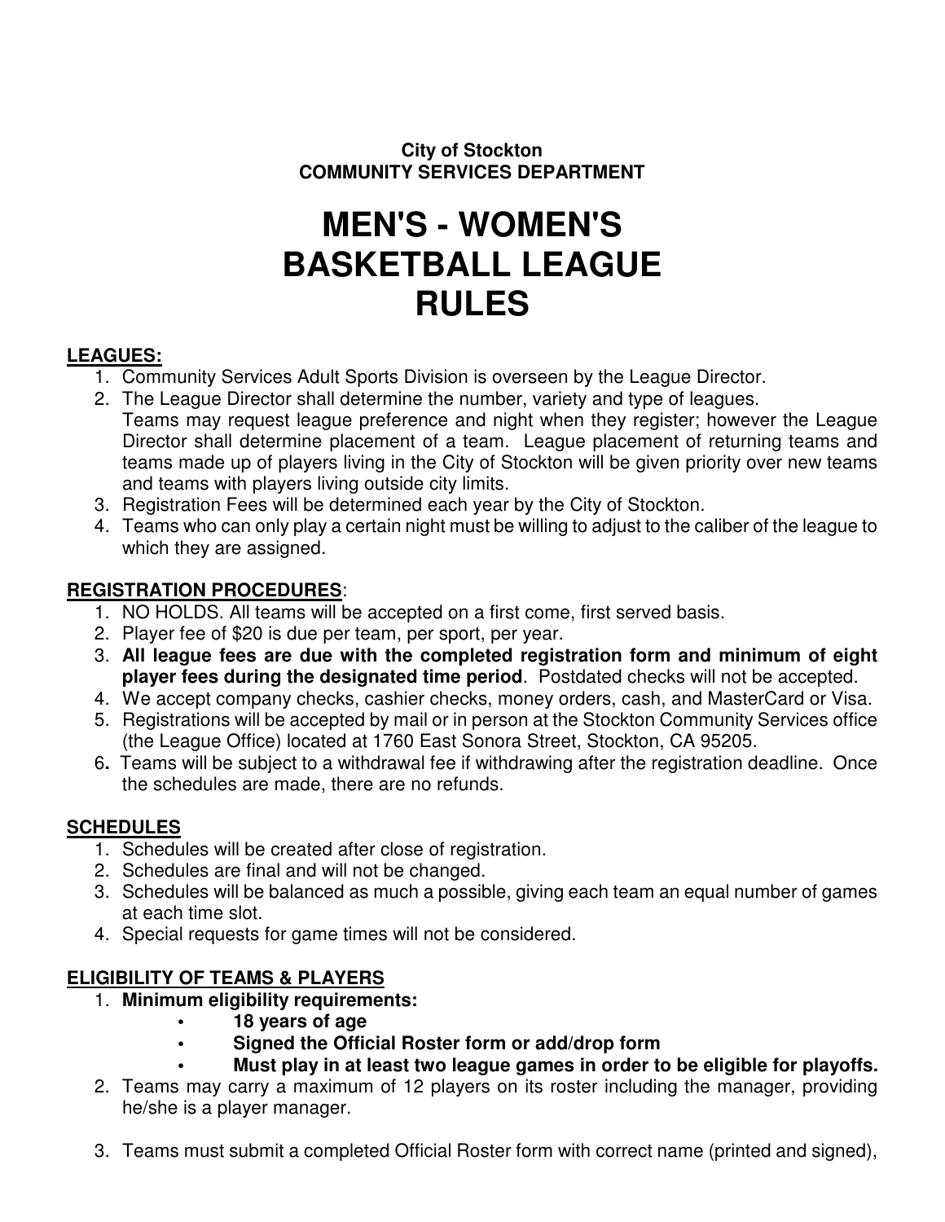**City of Stockton**
**COMMUNITY SERVICES DEPARTMENT**

# MEN'S - WOMEN'S BASKETBALL LEAGUE RULES

## LEAGUES:

1. Community Services Adult Sports Division is overseen by the League Director.
2. The League Director shall determine the number, variety and type of leagues. Teams may request league preference and night when they register; however the League Director shall determine placement of a team. League placement of returning teams and teams made up of players living in the City of Stockton will be given priority over new teams and teams with players living outside city limits.
3. Registration Fees will be determined each year by the City of Stockton.
4. Teams who can only play a certain night must be willing to adjust to the caliber of the league to which they are assigned.

## REGISTRATION PROCEDURES:

1. NO HOLDS. All teams will be accepted on a first come, first served basis.
2. Player fee of $20 is due per team, per sport, per year.
3. **All league fees are due with the completed registration form and minimum of eight player fees during the designated time period**. Postdated checks will not be accepted.
4. We accept company checks, cashier checks, money orders, cash, and MasterCard or Visa.
5. Registrations will be accepted by mail or in person at the Stockton Community Services office (the League Office) located at 1760 East Sonora Street, Stockton, CA 95205.
6. Teams will be subject to a withdrawal fee if withdrawing after the registration deadline. Once the schedules are made, there are no refunds.

## SCHEDULES

1. Schedules will be created after close of registration.
2. Schedules are final and will not be changed.
3. Schedules will be balanced as much a possible, giving each team an equal number of games at each time slot.
4. Special requests for game times will not be considered.

## ELIGIBILITY OF TEAMS & PLAYERS

1. **Minimum eligibility requirements:**
   - **18 years of age**
   - **Signed the Official Roster form or add/drop form**
   - **Must play in at least two league games in order to be eligible for playoffs.**
2. Teams may carry a maximum of 12 players on its roster including the manager, providing he/she is a player manager.
3. Teams must submit a completed Official Roster form with correct name (printed and signed),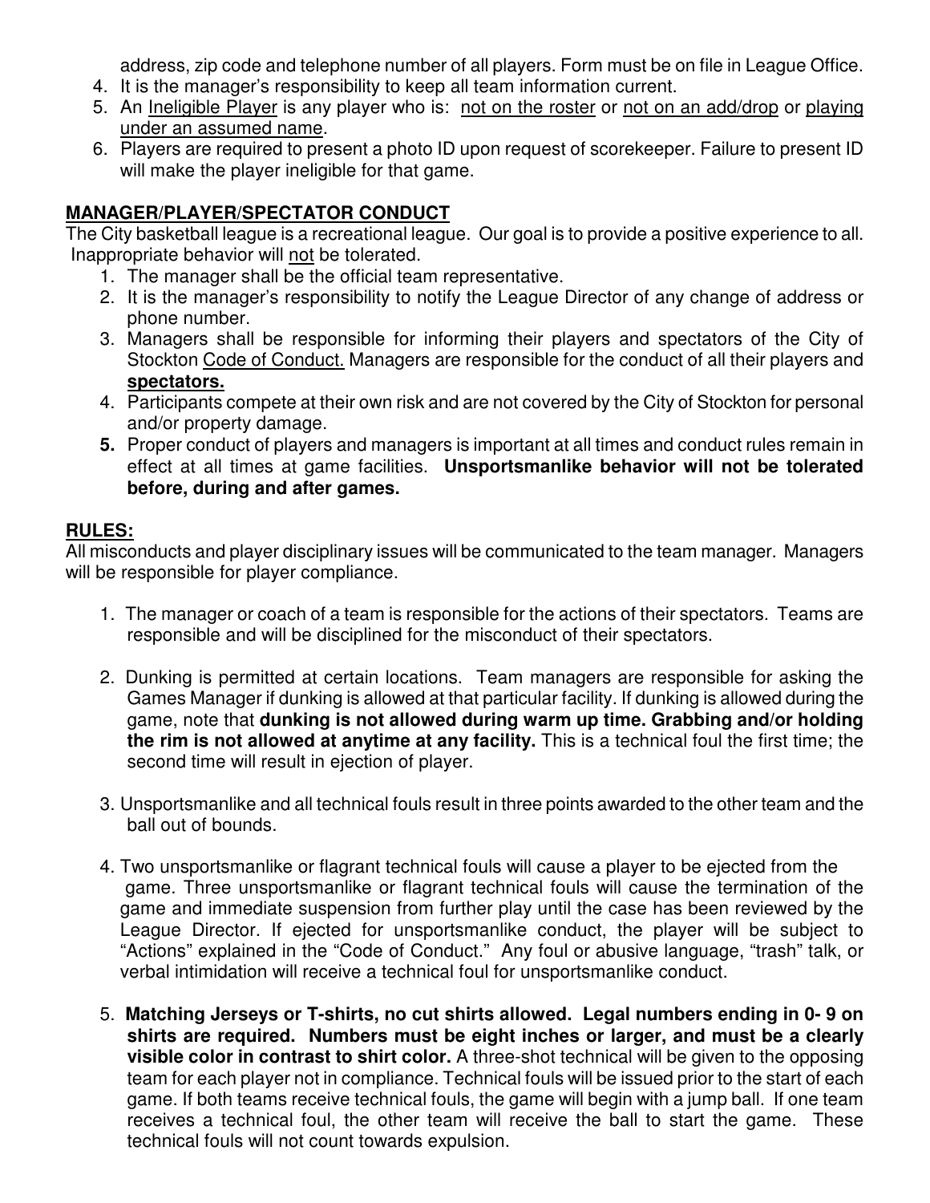address, zip code and telephone number of all players. Form must be on file in League Office.

4. It is the manager's responsibility to keep all team information current.
5. An <u>Ineligible Player</u> is any player who is: <u>not on the roster</u> or <u>not on an add/drop</u> or <u>playing under an assumed name</u>.
6. Players are required to present a photo ID upon request of scorekeeper. Failure to present ID will make the player ineligible for that game.

## <u>MANAGER/PLAYER/SPECTATOR CONDUCT</u>

The City basketball league is a recreational league. Our goal is to provide a positive experience to all. Inappropriate behavior will <u>not</u> be tolerated.

1. The manager shall be the official team representative.
2. It is the manager's responsibility to notify the League Director of any change of address or phone number.
3. Managers shall be responsible for informing their players and spectators of the City of Stockton <u>Code of Conduct.</u> Managers are responsible for the conduct of all their players and **<u>spectators.</u>**
4. Participants compete at their own risk and are not covered by the City of Stockton for personal and/or property damage.
5. Proper conduct of players and managers is important at all times and conduct rules remain in effect at all times at game facilities. **Unsportsmanlike behavior will not be tolerated before, during and after games.**

## <u>RULES:</u>

All misconducts and player disciplinary issues will be communicated to the team manager. Managers will be responsible for player compliance.

1. The manager or coach of a team is responsible for the actions of their spectators. Teams are responsible and will be disciplined for the misconduct of their spectators.

2. Dunking is permitted at certain locations. Team managers are responsible for asking the Games Manager if dunking is allowed at that particular facility. If dunking is allowed during the game, note that **dunking is not allowed during warm up time. Grabbing and/or holding the rim is not allowed at anytime at any facility.** This is a technical foul the first time; the second time will result in ejection of player.

3. Unsportsmanlike and all technical fouls result in three points awarded to the other team and the ball out of bounds.

4. Two unsportsmanlike or flagrant technical fouls will cause a player to be ejected from the game. Three unsportsmanlike or flagrant technical fouls will cause the termination of the game and immediate suspension from further play until the case has been reviewed by the League Director. If ejected for unsportsmanlike conduct, the player will be subject to "Actions" explained in the "Code of Conduct." Any foul or abusive language, "trash" talk, or verbal intimidation will receive a technical foul for unsportsmanlike conduct.

5. **Matching Jerseys or T-shirts, no cut shirts allowed. Legal numbers ending in 0- 9 on shirts are required. Numbers must be eight inches or larger, and must be a clearly visible color in contrast to shirt color.** A three-shot technical will be given to the opposing team for each player not in compliance. Technical fouls will be issued prior to the start of each game. If both teams receive technical fouls, the game will begin with a jump ball. If one team receives a technical foul, the other team will receive the ball to start the game. These technical fouls will not count towards expulsion.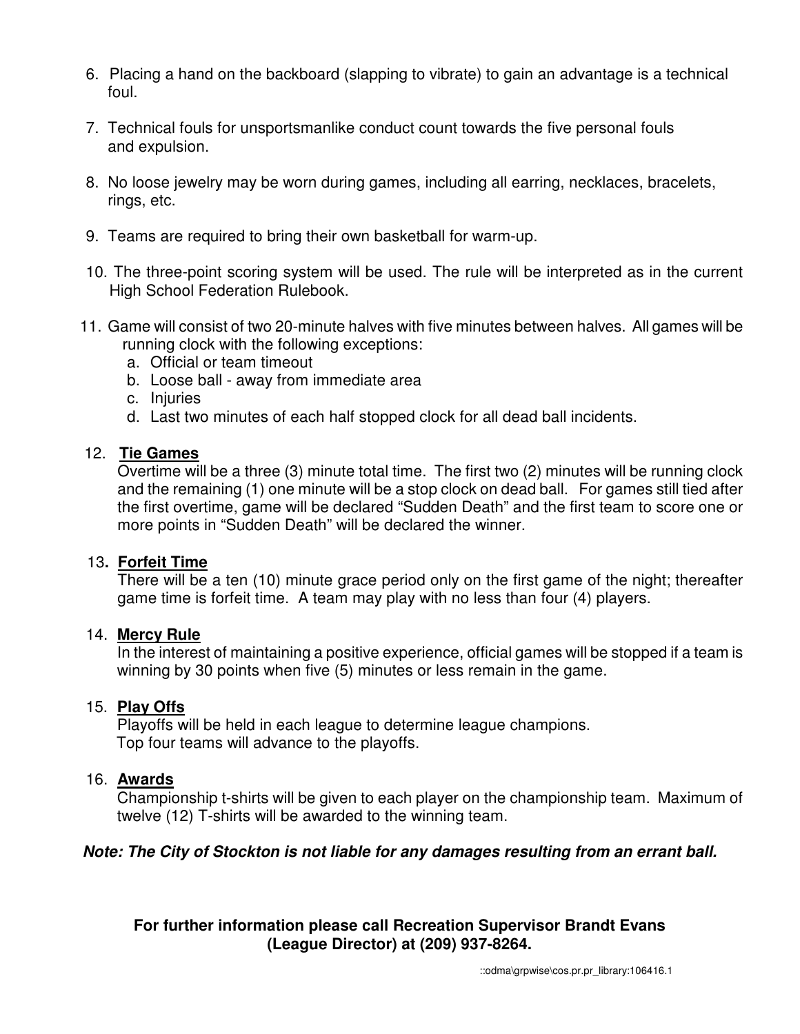6. Placing a hand on the backboard (slapping to vibrate) to gain an advantage is a technical foul.

7. Technical fouls for unsportsmanlike conduct count towards the five personal fouls and expulsion.

8. No loose jewelry may be worn during games, including all earring, necklaces, bracelets, rings, etc.

9. Teams are required to bring their own basketball for warm-up.

10. The three-point scoring system will be used. The rule will be interpreted as in the current High School Federation Rulebook.

11. Game will consist of two 20-minute halves with five minutes between halves. All games will be running clock with the following exceptions:
    a. Official or team timeout
    b. Loose ball - away from immediate area
    c. Injuries
    d. Last two minutes of each half stopped clock for all dead ball incidents.

12. **Tie Games**
    Overtime will be a three (3) minute total time. The first two (2) minutes will be running clock and the remaining (1) one minute will be a stop clock on dead ball. For games still tied after the first overtime, game will be declared "Sudden Death" and the first team to score one or more points in "Sudden Death" will be declared the winner.

13. **Forfeit Time**
    There will be a ten (10) minute grace period only on the first game of the night; thereafter game time is forfeit time. A team may play with no less than four (4) players.

14. **Mercy Rule**
    In the interest of maintaining a positive experience, official games will be stopped if a team is winning by 30 points when five (5) minutes or less remain in the game.

15. **Play Offs**
    Playoffs will be held in each league to determine league champions.
    Top four teams will advance to the playoffs.

16. **Awards**
    Championship t-shirts will be given to each player on the championship team. Maximum of twelve (12) T-shirts will be awarded to the winning team.

***Note: The City of Stockton is not liable for any damages resulting from an errant ball.***

**For further information please call Recreation Supervisor Brandt Evans (League Director) at (209) 937-8264.**

::odma\grpwise\cos.pr.pr_library:106416.1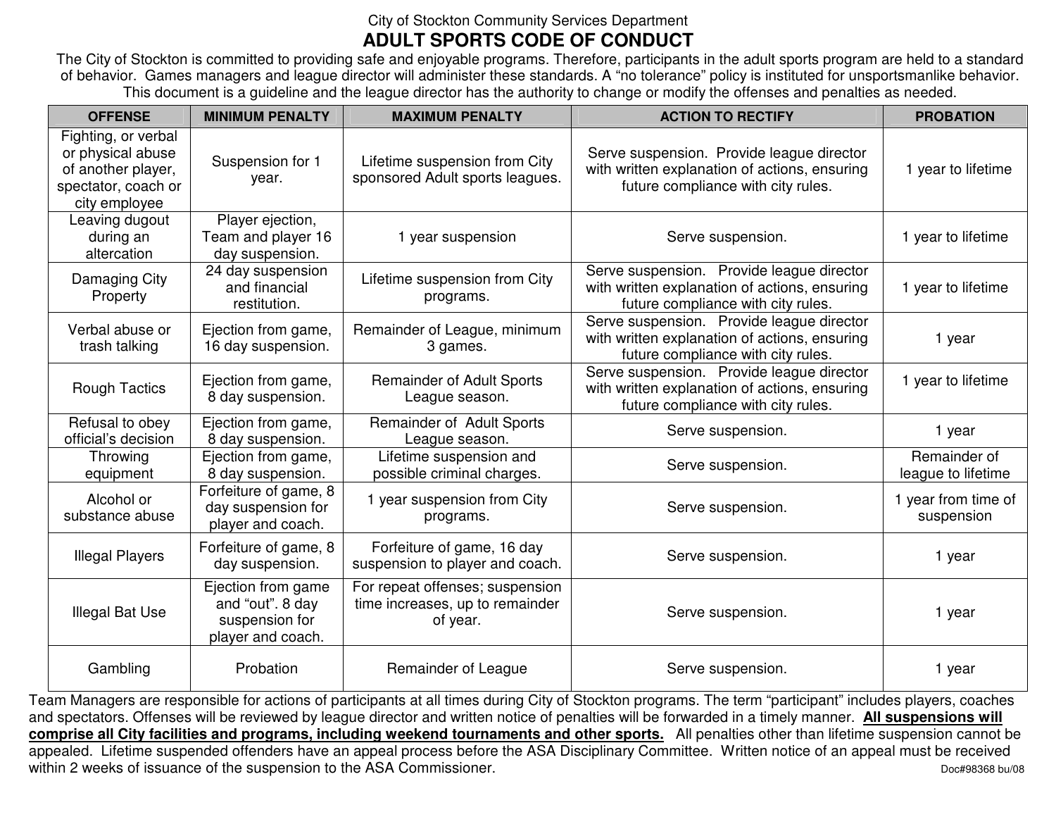City of Stockton Community Services Department

# ADULT SPORTS CODE OF CONDUCT

The City of Stockton is committed to providing safe and enjoyable programs. Therefore, participants in the adult sports program are held to a standard of behavior. Games managers and league director will administer these standards. A "no tolerance" policy is instituted for unsportsmanlike behavior. This document is a guideline and the league director has the authority to change or modify the offenses and penalties as needed.

| OFFENSE | MINIMUM PENALTY | MAXIMUM PENALTY | ACTION TO RECTIFY | PROBATION |
|---|---|---|---|---|
| Fighting, or verbal or physical abuse of another player, spectator, coach or city employee | Suspension for 1 year. | Lifetime suspension from City sponsored Adult sports leagues. | Serve suspension. Provide league director with written explanation of actions, ensuring future compliance with city rules. | 1 year to lifetime |
| Leaving dugout during an altercation | Player ejection, Team and player 16 day suspension. | 1 year suspension | Serve suspension. | 1 year to lifetime |
| Damaging City Property | 24 day suspension and financial restitution. | Lifetime suspension from City programs. | Serve suspension. Provide league director with written explanation of actions, ensuring future compliance with city rules. | 1 year to lifetime |
| Verbal abuse or trash talking | Ejection from game, 16 day suspension. | Remainder of League, minimum 3 games. | Serve suspension. Provide league director with written explanation of actions, ensuring future compliance with city rules. | 1 year |
| Rough Tactics | Ejection from game, 8 day suspension. | Remainder of Adult Sports League season. | Serve suspension. Provide league director with written explanation of actions, ensuring future compliance with city rules. | 1 year to lifetime |
| Refusal to obey official's decision | Ejection from game, 8 day suspension. | Remainder of Adult Sports League season. | Serve suspension. | 1 year |
| Throwing equipment | Ejection from game, 8 day suspension. | Lifetime suspension and possible criminal charges. | Serve suspension. | Remainder of league to lifetime |
| Alcohol or substance abuse | Forfeiture of game, 8 day suspension for player and coach. | 1 year suspension from City programs. | Serve suspension. | 1 year from time of suspension |
| Illegal Players | Forfeiture of game, 8 day suspension. | Forfeiture of game, 16 day suspension to player and coach. | Serve suspension. | 1 year |
| Illegal Bat Use | Ejection from game and "out". 8 day suspension for player and coach. | For repeat offenses; suspension time increases, up to remainder of year. | Serve suspension. | 1 year |
| Gambling | Probation | Remainder of League | Serve suspension. | 1 year |

Team Managers are responsible for actions of participants at all times during City of Stockton programs. The term "participant" includes players, coaches and spectators. Offenses will be reviewed by league director and written notice of penalties will be forwarded in a timely manner. **<u>All suspensions will comprise all City facilities and programs, including weekend tournaments and other sports.</u>** All penalties other than lifetime suspension cannot be appealed. Lifetime suspended offenders have an appeal process before the ASA Disciplinary Committee. Written notice of an appeal must be received within 2 weeks of issuance of the suspension to the ASA Commissioner.

Doc#98368 bu/08